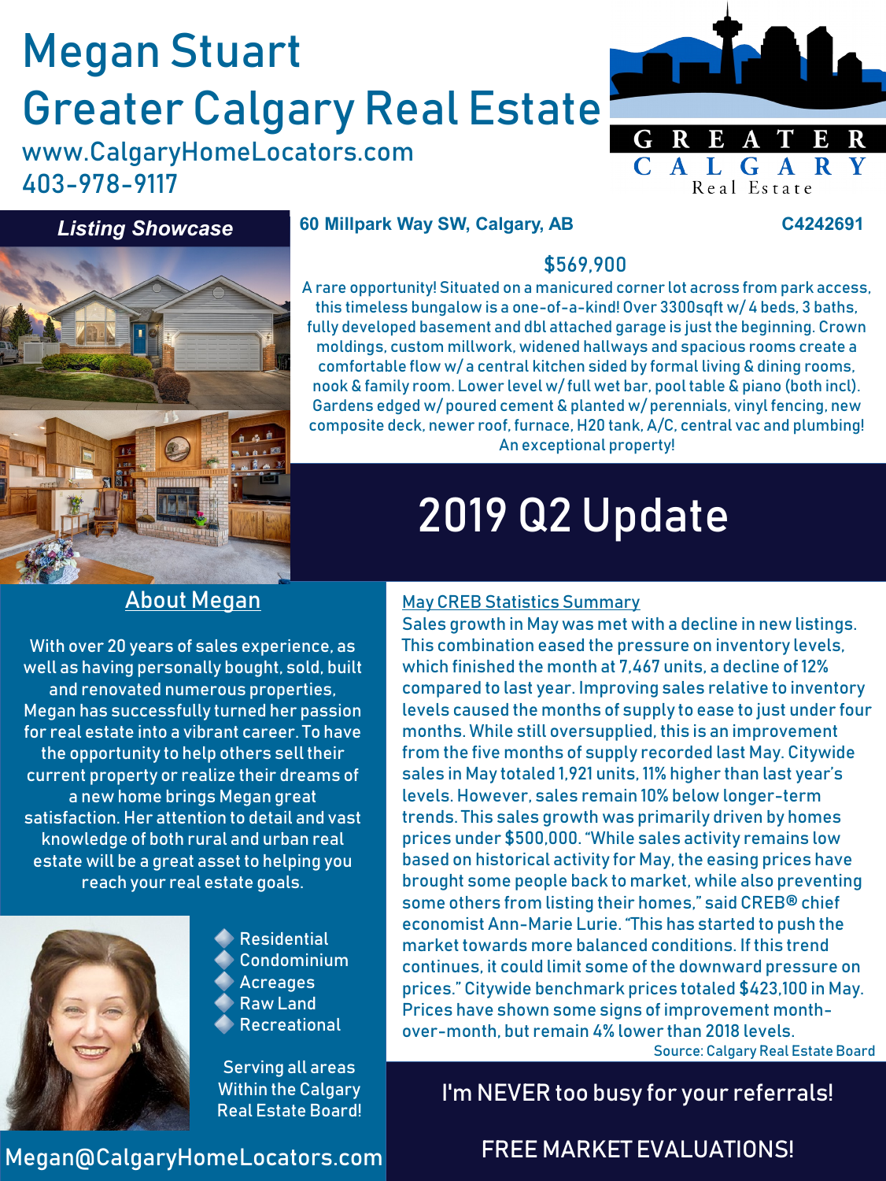# Megan Stuart

# Greater Calgary Real Estate

www.CalgaryHomeLocators.com

403-978-9117

GREATER CALGARY Real Estate

## Listing Showcase

**60 Millpark Way SW, Calgary, AB** **C4242691**

**$569,900**

A rare opportunity! Situated on a manicured corner lot across from park access, this timeless bungalow is a one-of-a-kind! Over 3300sqft w/ 4 beds, 3 baths, fully developed basement and dbl attached garage is just the beginning. Crown moldings, custom millwork, widened hallways and spacious rooms create a comfortable flow w/ a central kitchen sided by formal living & dining rooms, nook & family room. Lower level w/ full wet bar, pool table & piano (both incl). Gardens edged w/ poured cement & planted w/ perennials, vinyl fencing, new composite deck, newer roof, furnace, H20 tank, A/C, central vac and plumbing! An exceptional property!

## 2019 Q2 Update

### About Megan

With over 20 years of sales experience, as well as having personally bought, sold, built and renovated numerous properties, Megan has successfully turned her passion for real estate into a vibrant career. To have the opportunity to help others sell their current property or realize their dreams of a new home brings Megan great satisfaction. Her attention to detail and vast knowledge of both rural and urban real estate will be a great asset to helping you reach your real estate goals.

- Residential
- Condominium
- Acreages
- Raw Land
- Recreational

Serving all areas Within the Calgary Real Estate Board!

Megan@CalgaryHomeLocators.com

### May CREB Statistics Summary

Sales growth in May was met with a decline in new listings. This combination eased the pressure on inventory levels, which finished the month at 7,467 units, a decline of 12% compared to last year. Improving sales relative to inventory levels caused the months of supply to ease to just under four months. While still oversupplied, this is an improvement from the five months of supply recorded last May. Citywide sales in May totaled 1,921 units, 11% higher than last year's levels. However, sales remain 10% below longer-term trends. This sales growth was primarily driven by homes prices under $500,000. "While sales activity remains low based on historical activity for May, the easing prices have brought some people back to market, while also preventing some others from listing their homes," said CREB® chief economist Ann-Marie Lurie. "This has started to push the market towards more balanced conditions. If this trend continues, it could limit some of the downward pressure on prices." Citywide benchmark prices totaled $423,100 in May. Prices have shown some signs of improvement month-over-month, but remain 4% lower than 2018 levels.

Source: Calgary Real Estate Board

I'm NEVER too busy for your referrals!

FREE MARKET EVALUATIONS!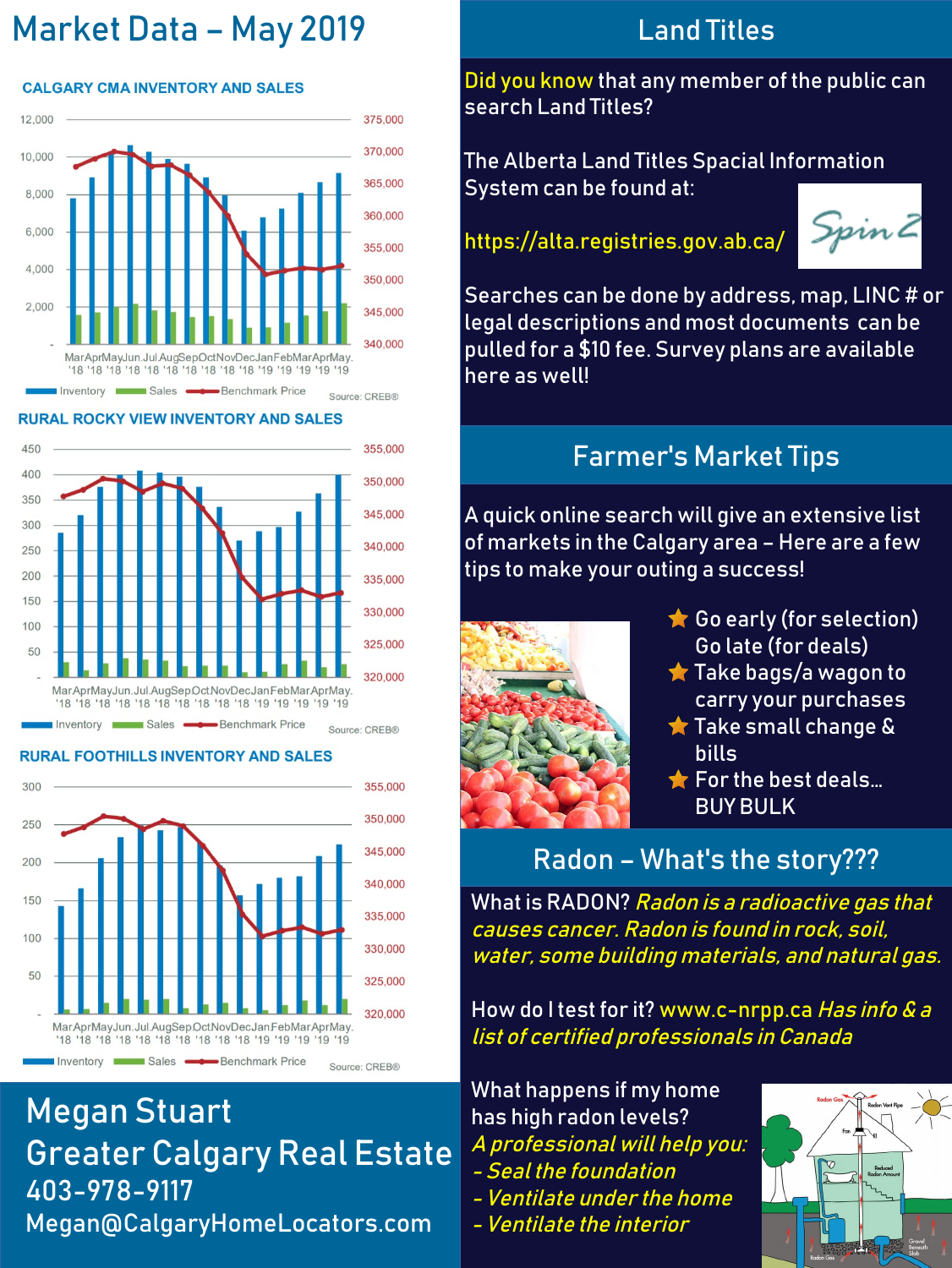# Market Data – May 2019

### CALGARY CMA INVENTORY AND SALES

12,000
10,000
8,000
6,000
4,000
2,000
-

375,000
370,000
365,000
360,000
355,000
350,000
345,000
340,000

Mar '18 Apr '18 May '18 Jun '18 Jul '18 Aug '18 Sep '18 Oct '18 Nov '18 Dec '18 Jan '19 Feb '19 Mar '19 Apr '19 May '19

Inventory Sales Benchmark Price

Source: CREB®

### RURAL ROCKY VIEW INVENTORY AND SALES

450
400
350
300
250
200
150
100
50
-

355,000
350,000
345,000
340,000
335,000
330,000
325,000
320,000

Mar '18 Apr '18 May '18 Jun '18 Jul '18 Aug '18 Sep '18 Oct '18 Nov '18 Dec '18 Jan '19 Feb '19 Mar '19 Apr '19 May '19

Inventory Sales Benchmark Price

Source: CREB®

### RURAL FOOTHILLS INVENTORY AND SALES

300
250
200
150
100
50
-

355,000
350,000
345,000
340,000
335,000
330,000
325,000
320,000

Mar '18 Apr '18 May '18 Jun '18 Jul '18 Aug '18 Sep '18 Oct '18 Nov '18 Dec '18 Jan '19 Feb '19 Mar '19 Apr '19 May '19

Inventory Sales Benchmark Price

Source: CREB®

## Land Titles

Did you know that any member of the public can search Land Titles?

The Alberta Land Titles Spacial Information System can be found at:

https://alta.registries.gov.ab.ca/

Spin 2

Searches can be done by address, map, LINC # or legal descriptions and most documents can be pulled for a $10 fee. Survey plans are available here as well!

## Farmer's Market Tips

A quick online search will give an extensive list of markets in the Calgary area – Here are a few tips to make your outing a success!

- Go early (for selection) Go late (for deals)
- Take bags/a wagon to carry your purchases
- Take small change & bills
- For the best deals… BUY BULK

## Radon – What's the story???

What is RADON? *Radon is a radioactive gas that causes cancer. Radon is found in rock, soil, water, some building materials, and natural gas.*

How do I test for it? www.c-nrpp.ca *Has info & a list of certified professionals in Canada*

What happens if my home has high radon levels?
*A professional will help you:*
*- Seal the foundation*
*- Ventilate under the home*
*- Ventilate the interior*

**Megan Stuart**
**Greater Calgary Real Estate**
403-978-9117
Megan@CalgaryHomeLocators.com